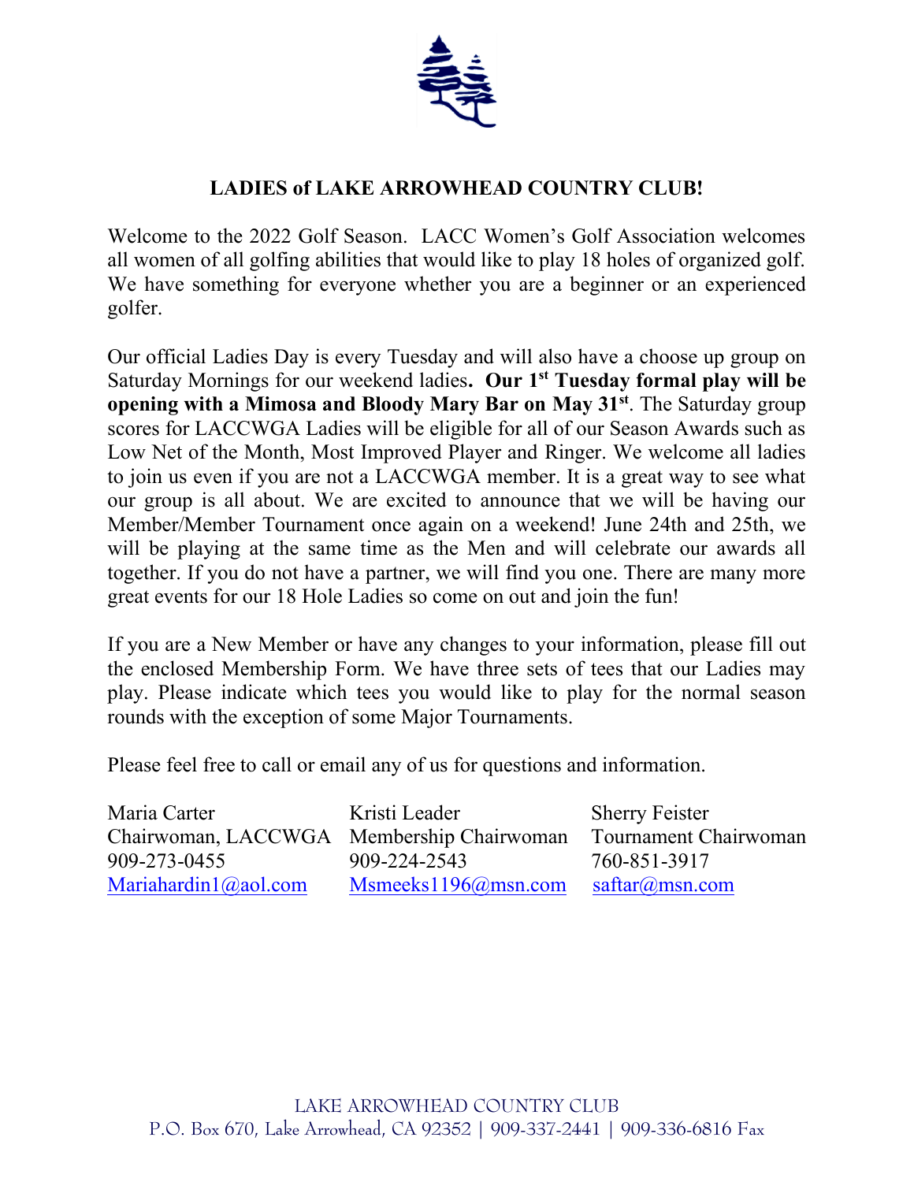# LADIES of LAKE ARROWHEAD COUNTRY CLUB!

Welcome to the 2022 Golf Season. LACC Women's Golf Association welcomes all women of all golfing abilities that would like to play 18 holes of organized golf. We have something for everyone whether you are a beginner or an experienced golfer.

Our official Ladies Day is every Tuesday and will also have a choose up group on Saturday Mornings for our weekend ladies**. Our 1st Tuesday formal play will be opening with a Mimosa and Bloody Mary Bar on May 31st**. The Saturday group scores for LACCWGA Ladies will be eligible for all of our Season Awards such as Low Net of the Month, Most Improved Player and Ringer. We welcome all ladies to join us even if you are not a LACCWGA member. It is a great way to see what our group is all about. We are excited to announce that we will be having our Member/Member Tournament once again on a weekend! June 24th and 25th, we will be playing at the same time as the Men and will celebrate our awards all together. If you do not have a partner, we will find you one. There are many more great events for our 18 Hole Ladies so come on out and join the fun!

If you are a New Member or have any changes to your information, please fill out the enclosed Membership Form. We have three sets of tees that our Ladies may play. Please indicate which tees you would like to play for the normal season rounds with the exception of some Major Tournaments.

Please feel free to call or email any of us for questions and information.

Maria Carter
Chairwoman, LACCWGA
909-273-0455
Mariahardin1@aol.com

Kristi Leader
Membership Chairwoman
909-224-2543
Msmeeks1196@msn.com

Sherry Feister
Tournament Chairwoman
760-851-3917
saftar@msn.com

LAKE ARROWHEAD COUNTRY CLUB
P.O. Box 670, Lake Arrowhead, CA 92352 | 909-337-2441 | 909-336-6816 Fax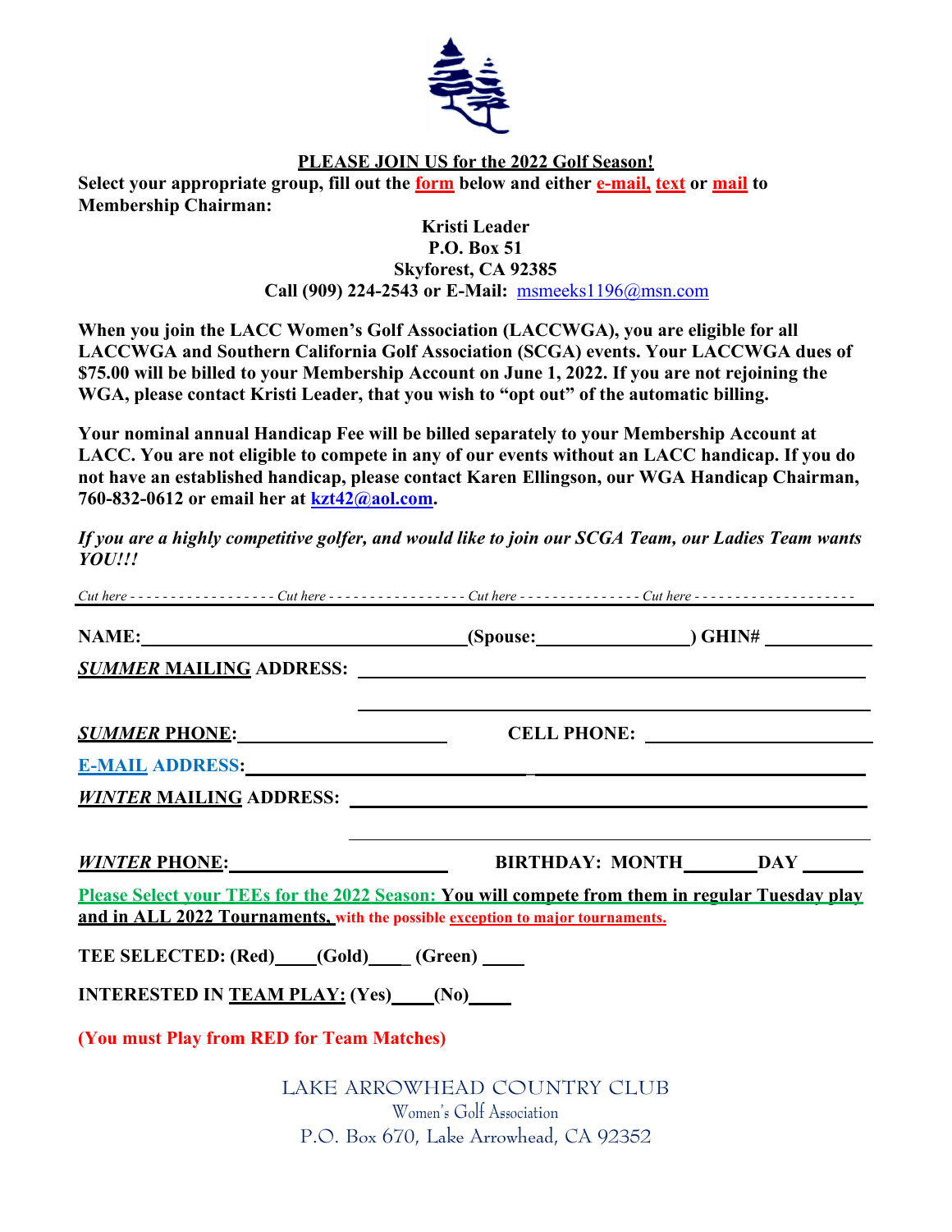**PLEASE JOIN US for the 2022 Golf Season!**

**Select your appropriate group, fill out the form below and either e-mail, text or mail to Membership Chairman:**

**Kristi Leader**
**P.O. Box 51**
**Skyforest, CA 92385**
**Call (909) 224-2543 or E-Mail:** msmeeks1196@msn.com

**When you join the LACC Women's Golf Association (LACCWGA), you are eligible for all LACCWGA and Southern California Golf Association (SCGA) events. Your LACCWGA dues of $75.00 will be billed to your Membership Account on June 1, 2022. If you are not rejoining the WGA, please contact Kristi Leader, that you wish to "opt out" of the automatic billing.**

**Your nominal annual Handicap Fee will be billed separately to your Membership Account at LACC. You are not eligible to compete in any of our events without an LACC handicap. If you do not have an established handicap, please contact Karen Ellingson, our WGA Handicap Chairman, 760-832-0612 or email her at kzt42@aol.com.**

***If you are a highly competitive golfer, and would like to join our SCGA Team, our Ladies Team wants YOU!!!***

*Cut here - - - - - - - - - - - - - - - - - - Cut here - - - - - - - - - - - - - - - - - Cut here - - - - - - - - - - - - - - - Cut here - - - - - - - - - - - - - - - - - - - -*

**NAME:** ____________________________ **(Spouse:** ______________ **) GHIN#** __________

***SUMMER* MAILING ADDRESS:** ________________________________________________

________________________________________________

***SUMMER* PHONE:** ____________________ **CELL PHONE:** ____________________

**E-MAIL ADDRESS:** ________________________________________________

***WINTER* MAILING ADDRESS:** ________________________________________________

________________________________________________

***WINTER* PHONE:** ____________________ **BIRTHDAY: MONTH** ______ **DAY** _____

**Please Select your TEEs for the 2022 Season: You will compete from them in regular Tuesday play and in ALL 2022 Tournaments, with the possible exception to major tournaments.**

**TEE SELECTED: (Red)**____**(Gold)**____ **(Green)** ____

**INTERESTED IN TEAM PLAY: (Yes)**____**(No)**____

**(You must Play from RED for Team Matches)**

LAKE ARROWHEAD COUNTRY CLUB
Women's Golf Association
P.O. Box 670, Lake Arrowhead, CA 92352